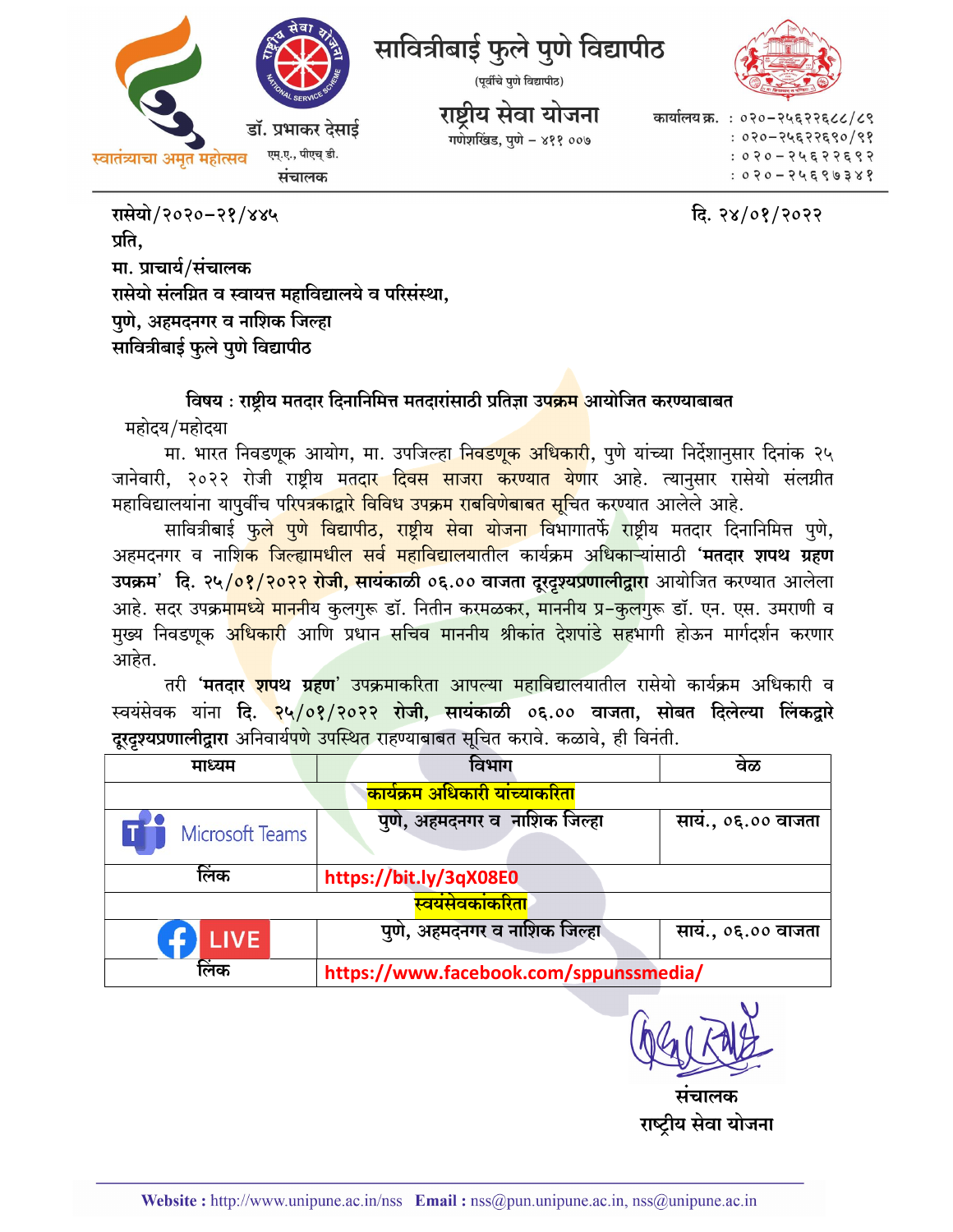# सावित्रीबाई फुले पुणे विद्यापीठ

(पूर्वीचे पुणे विद्यापीठ)

## राष्ट्रीय सेवा योजना

गणेशखिंड, पुणे – ४११ ००७

स्वातंत्र्याचा अमृत महोत्सव

डॉ. प्रभाकर देसाई
एम.ए., पीएच्.डी.
संचालक

कार्यालय क्र. : ०२०–२५६२२६८८/८९
: ०२०–२५६२२६९०/९१
: ०२०–२५६२२६९२
: ०२०–२५६९७३४१

---

**रासेयो/२०२०–२१/४४५** **दि. २४/०१/२०२२**

**प्रति,**
**मा. प्राचार्य/संचालक**
**रासेयो संलग्नित व स्वायत्त महाविद्यालये व परिसंस्था,**
**पुणे, अहमदनगर व नाशिक जिल्हा**
**सावित्रीबाई फुले पुणे विद्यापीठ**

**विषय : राष्ट्रीय मतदार दिनानिमित्त मतदारांसाठी प्रतिज्ञा उपक्रम आयोजित करण्याबाबत**

महोदय/महोदया

मा. भारत निवडणूक आयोग, मा. उपजिल्हा निवडणूक अधिकारी, पुणे यांच्या निर्देशानुसार दिनांक २५ जानेवारी, २०२२ रोजी राष्ट्रीय मतदार दिवस साजरा करण्यात येणार आहे. त्यानुसार रासेयो संलग्नीत महाविद्यालयांना यापुर्वीच परिपत्रकाद्वारे विविध उपक्रम राबविणेबाबत सूचित करण्यात आलेले आहे.

सावित्रीबाई फुले पुणे विद्यापीठ, राष्ट्रीय सेवा योजना विभागातर्फे राष्ट्रीय मतदार दिनानिमित्त पुणे, अहमदनगर व नाशिक जिल्ह्यामधील सर्व महाविद्यालयातील कार्यक्रम अधिकाऱ्यांसाठी **'मतदार शपथ ग्रहण उपक्रम' दि. २५/०१/२०२२ रोजी, सायंकाळी ०६.०० वाजता दूरदृश्यप्रणालीद्वारा** आयोजित करण्यात आलेला आहे. सदर उपक्रमामध्ये माननीय कुलगुरू डॉ. नितीन करमळकर, माननीय प्र-कुलगुरू डॉ. एन. एस. उमराणी व मुख्य निवडणूक अधिकारी आणि प्रधान सचिव माननीय श्रीकांत देशपांडे सहभागी होऊन मार्गदर्शन करणार आहेत.

तरी **'मतदार शपथ ग्रहण'** उपक्रमाकरिता आपल्या महाविद्यालयातील रासेयो कार्यक्रम अधिकारी व स्वयंसेवक यांना **दि. २५/०१/२०२२ रोजी, सायंकाळी ०६.०० वाजता, सोबत दिलेल्या लिंकद्वारे दूरदृश्यप्रणालीद्वारा** अनिवार्यपणे उपस्थित राहण्याबाबत सूचित करावे. कळावे, ही विनंती.

| माध्यम | विभाग | वेळ |
|---|---|---|
| | **कार्यक्रम अधिकारी यांच्याकरिता** | |
| Microsoft Teams | **पुणे, अहमदनगर व नाशिक जिल्हा** | **सायं., ०६.०० वाजता** |
| **लिंक** | **https://bit.ly/3qX08E0** | |
| | **स्वयंसेवकांकरिता** | |
| LIVE | **पुणे, अहमदनगर व नाशिक जिल्हा** | **सायं., ०६.०० वाजता** |
| **लिंक** | **https://www.facebook.com/sppunssmedia/** | |

**संचालक**
**राष्ट्रीय सेवा योजना**

---

**Website :** http://www.unipune.ac.in/nss **Email :** nss@pun.unipune.ac.in, nss@unipune.ac.in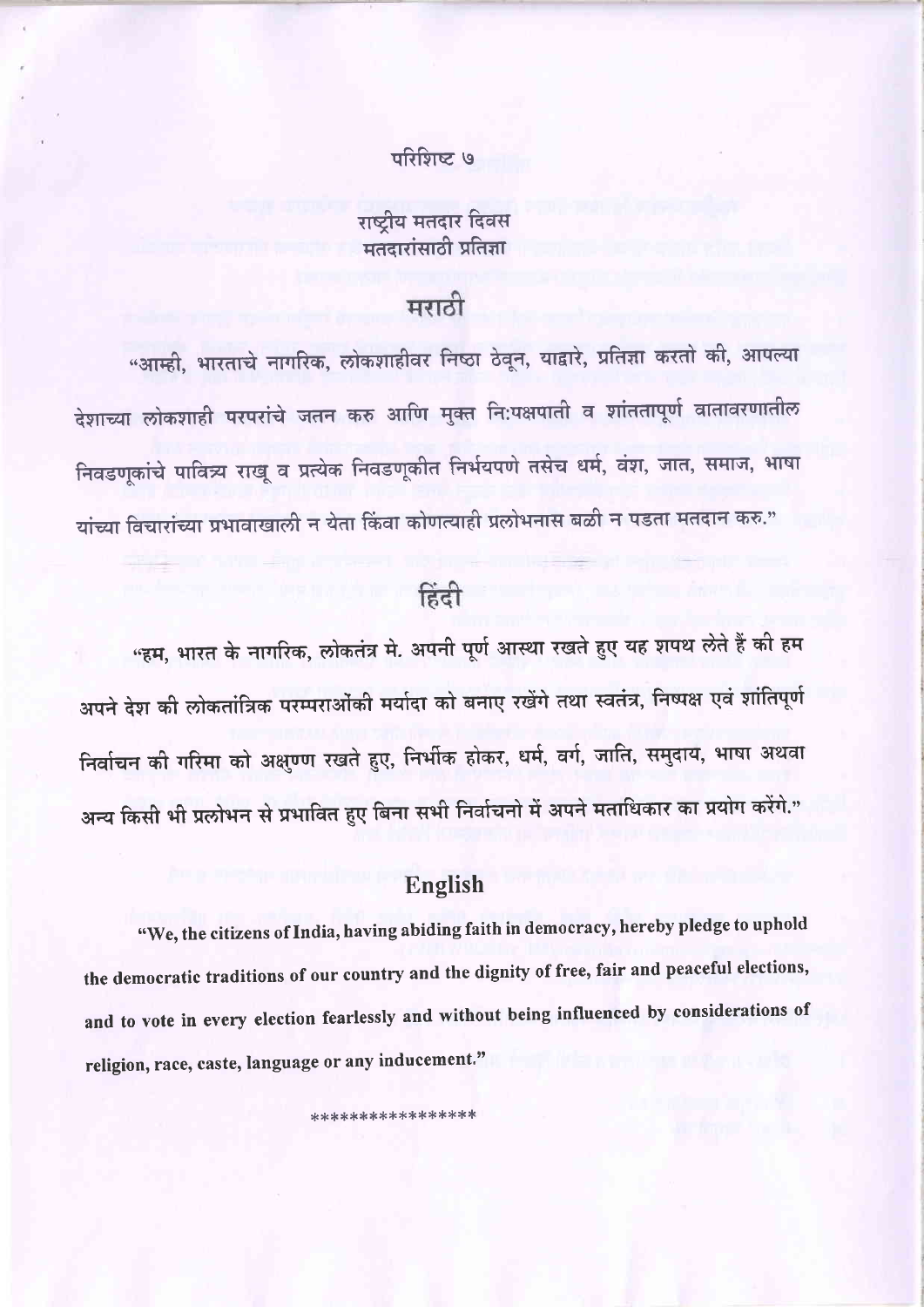परिशिष्ट ७

## राष्ट्रीय मतदार दिवस

### मतदारांसाठी प्रतिज्ञा

## मराठी

"आम्ही, भारताचे नागरिक, लोकशाहीवर निष्ठा ठेवून, याद्वारे, प्रतिज्ञा करतो की, आपल्या देशाच्या लोकशाही परपरांचे जतन करु आणि मुक्त नि:पक्षपाती व शांततापूर्ण वातावरणातील निवडणूकांचे पावित्र्य राखू व प्रत्येक निवडणूकीत निर्भयपणे तसेच धर्म, वंश, जात, समाज, भाषा यांच्या विचारांच्या प्रभावाखाली न येता किंवा कोणत्याही प्रलोभनास बळी न पडता मतदान करु."

## हिंदी

"हम, भारत के नागरिक, लोकतंत्र मे. अपनी पूर्ण आस्था रखते हुए यह शपथ लेते हैं की हम अपने देश की लोकतांत्रिक परम्पराओंकी मर्यादा को बनाए रखेंगे तथा स्वतंत्र, निष्पक्ष एवं शांतिपूर्ण निर्वाचन की गरिमा को अक्षुण्ण रखते हुए, निर्भीक होकर, धर्म, वर्ग, जाति, समुदाय, भाषा अथवा अन्य किसी भी प्रलोभन से प्रभावित हुए बिना सभी निर्वाचनो में अपने मताधिकार का प्रयोग करेंगे."

## English

"We, the citizens of India, having abiding faith in democracy, hereby pledge to uphold the democratic traditions of our country and the dignity of free, fair and peaceful elections, and to vote in every election fearlessly and without being influenced by considerations of religion, race, caste, language or any inducement."

****************